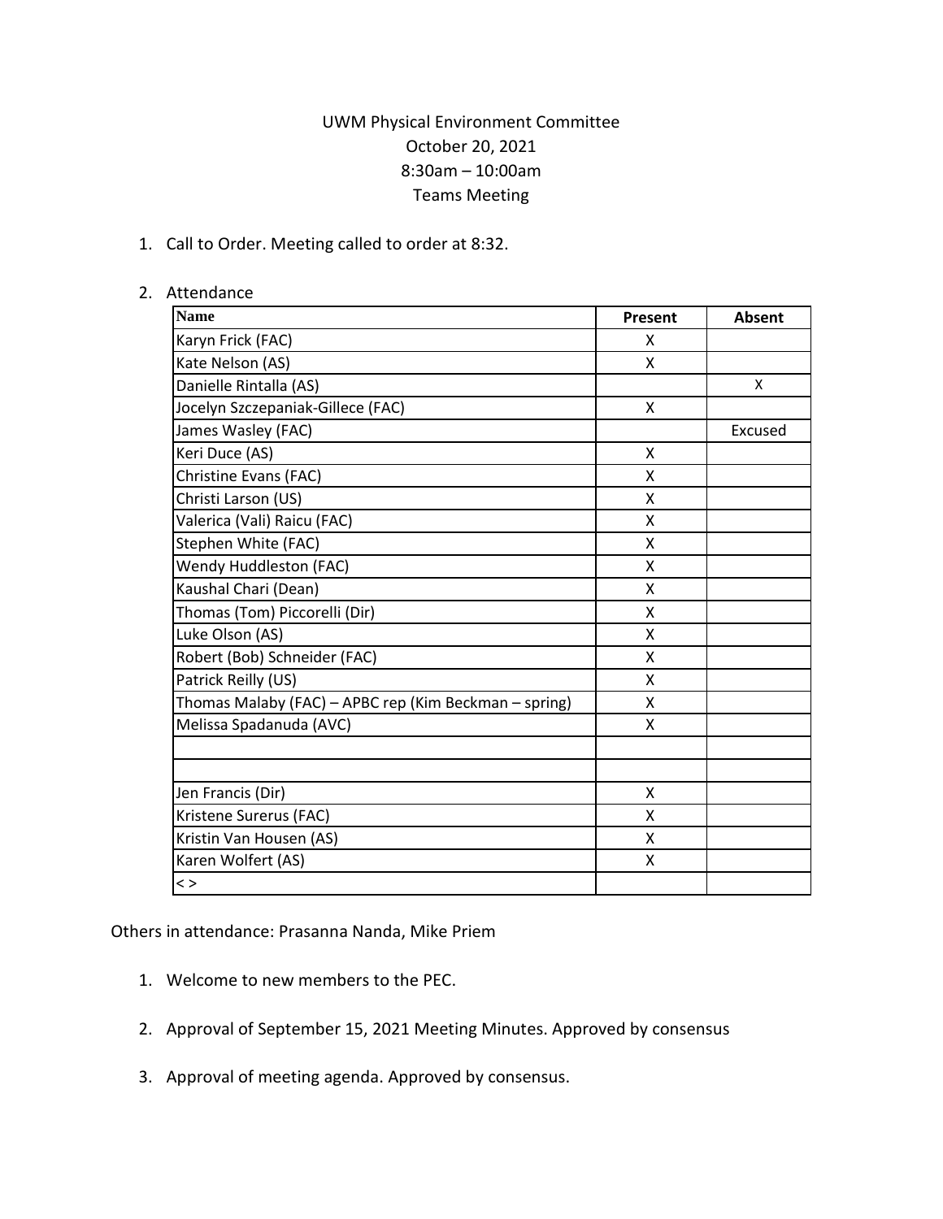UWM Physical Environment Committee
October 20, 2021
8:30am – 10:00am
Teams Meeting

1. Call to Order. Meeting called to order at 8:32.

2. Attendance

| Name | Present | Absent |
|---|---|---|
| Karyn Frick (FAC) | X | |
| Kate Nelson (AS) | X | |
| Danielle Rintalla (AS) | | X |
| Jocelyn Szczepaniak-Gillece (FAC) | X | |
| James Wasley (FAC) | | Excused |
| Keri Duce (AS) | X | |
| Christine Evans (FAC) | X | |
| Christi Larson (US) | X | |
| Valerica (Vali) Raicu (FAC) | X | |
| Stephen White (FAC) | X | |
| Wendy Huddleston (FAC) | X | |
| Kaushal Chari (Dean) | X | |
| Thomas (Tom) Piccorelli (Dir) | X | |
| Luke Olson (AS) | X | |
| Robert (Bob) Schneider (FAC) | X | |
| Patrick Reilly (US) | X | |
| Thomas Malaby (FAC) – APBC rep (Kim Beckman – spring) | X | |
| Melissa Spadanuda (AVC) | X | |
| | | |
| | | |
| Jen Francis (Dir) | X | |
| Kristene Surerus (FAC) | X | |
| Kristin Van Housen (AS) | X | |
| Karen Wolfert (AS) | X | |
| < > | | |

Others in attendance: Prasanna Nanda, Mike Priem

1. Welcome to new members to the PEC.

2. Approval of September 15, 2021 Meeting Minutes. Approved by consensus

3. Approval of meeting agenda. Approved by consensus.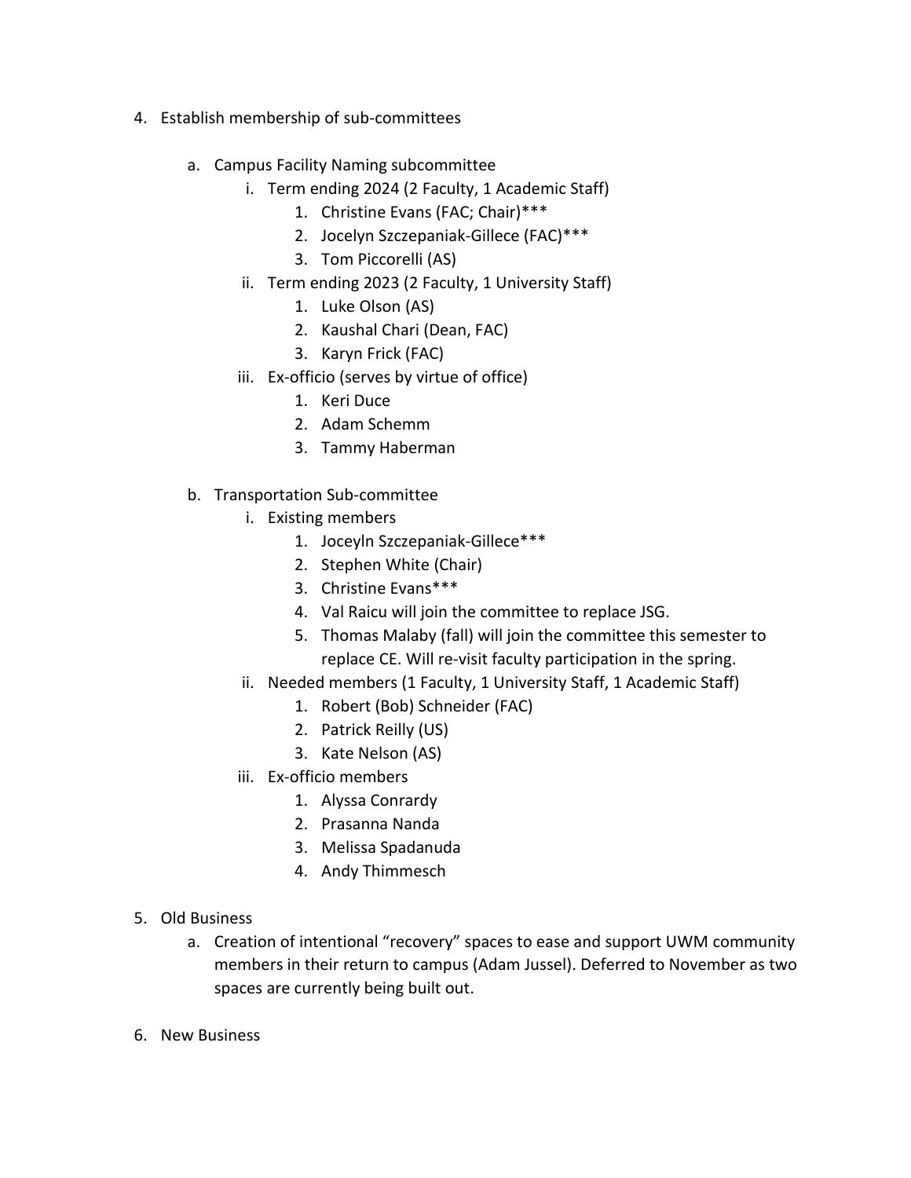4. Establish membership of sub-committees

   a. Campus Facility Naming subcommittee
      i. Term ending 2024 (2 Faculty, 1 Academic Staff)
         1. Christine Evans (FAC; Chair)***
         2. Jocelyn Szczepaniak-Gillece (FAC)***
         3. Tom Piccorelli (AS)
      ii. Term ending 2023 (2 Faculty, 1 University Staff)
         1. Luke Olson (AS)
         2. Kaushal Chari (Dean, FAC)
         3. Karyn Frick (FAC)
      iii. Ex-officio (serves by virtue of office)
         1. Keri Duce
         2. Adam Schemm
         3. Tammy Haberman

   b. Transportation Sub-committee
      i. Existing members
         1. Joceyln Szczepaniak-Gillece***
         2. Stephen White (Chair)
         3. Christine Evans***
         4. Val Raicu will join the committee to replace JSG.
         5. Thomas Malaby (fall) will join the committee this semester to replace CE. Will re-visit faculty participation in the spring.
      ii. Needed members (1 Faculty, 1 University Staff, 1 Academic Staff)
         1. Robert (Bob) Schneider (FAC)
         2. Patrick Reilly (US)
         3. Kate Nelson (AS)
      iii. Ex-officio members
         1. Alyssa Conrardy
         2. Prasanna Nanda
         3. Melissa Spadanuda
         4. Andy Thimmesch

5. Old Business
   a. Creation of intentional "recovery" spaces to ease and support UWM community members in their return to campus (Adam Jussel). Deferred to November as two spaces are currently being built out.

6. New Business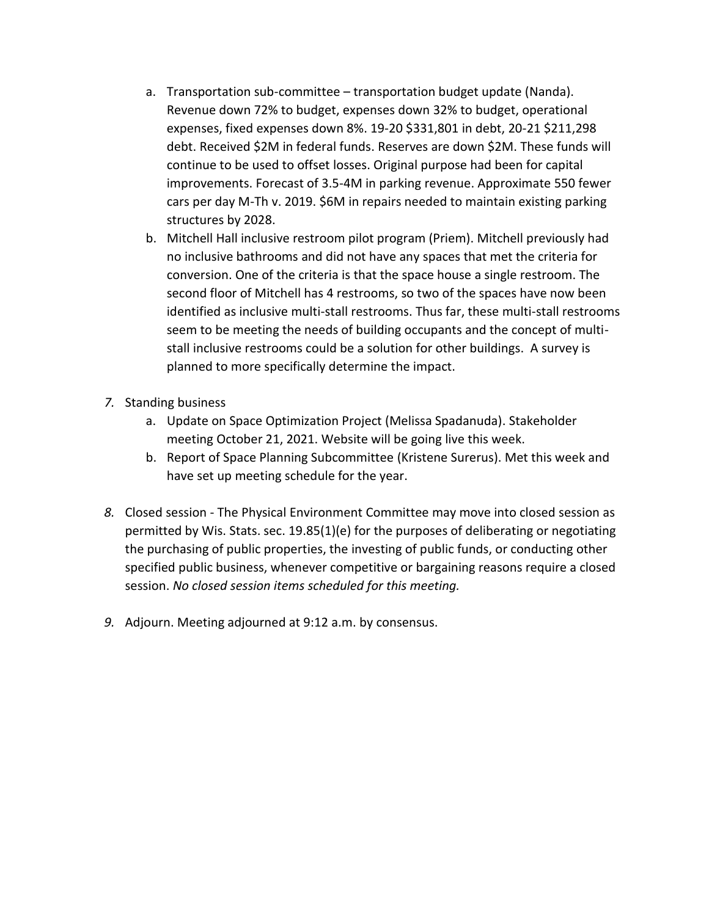a. Transportation sub-committee – transportation budget update (Nanda). Revenue down 72% to budget, expenses down 32% to budget, operational expenses, fixed expenses down 8%. 19-20 $331,801 in debt, 20-21 $211,298 debt. Received $2M in federal funds. Reserves are down $2M. These funds will continue to be used to offset losses. Original purpose had been for capital improvements. Forecast of 3.5-4M in parking revenue. Approximate 550 fewer cars per day M-Th v. 2019. $6M in repairs needed to maintain existing parking structures by 2028.

b. Mitchell Hall inclusive restroom pilot program (Priem). Mitchell previously had no inclusive bathrooms and did not have any spaces that met the criteria for conversion. One of the criteria is that the space house a single restroom. The second floor of Mitchell has 4 restrooms, so two of the spaces have now been identified as inclusive multi-stall restrooms. Thus far, these multi-stall restrooms seem to be meeting the needs of building occupants and the concept of multi-stall inclusive restrooms could be a solution for other buildings. A survey is planned to more specifically determine the impact.

*7.* Standing business

a. Update on Space Optimization Project (Melissa Spadanuda). Stakeholder meeting October 21, 2021. Website will be going live this week.

b. Report of Space Planning Subcommittee (Kristene Surerus). Met this week and have set up meeting schedule for the year.

*8.* Closed session - The Physical Environment Committee may move into closed session as permitted by Wis. Stats. sec. 19.85(1)(e) for the purposes of deliberating or negotiating the purchasing of public properties, the investing of public funds, or conducting other specified public business, whenever competitive or bargaining reasons require a closed session. *No closed session items scheduled for this meeting.*

*9.* Adjourn. Meeting adjourned at 9:12 a.m. by consensus.